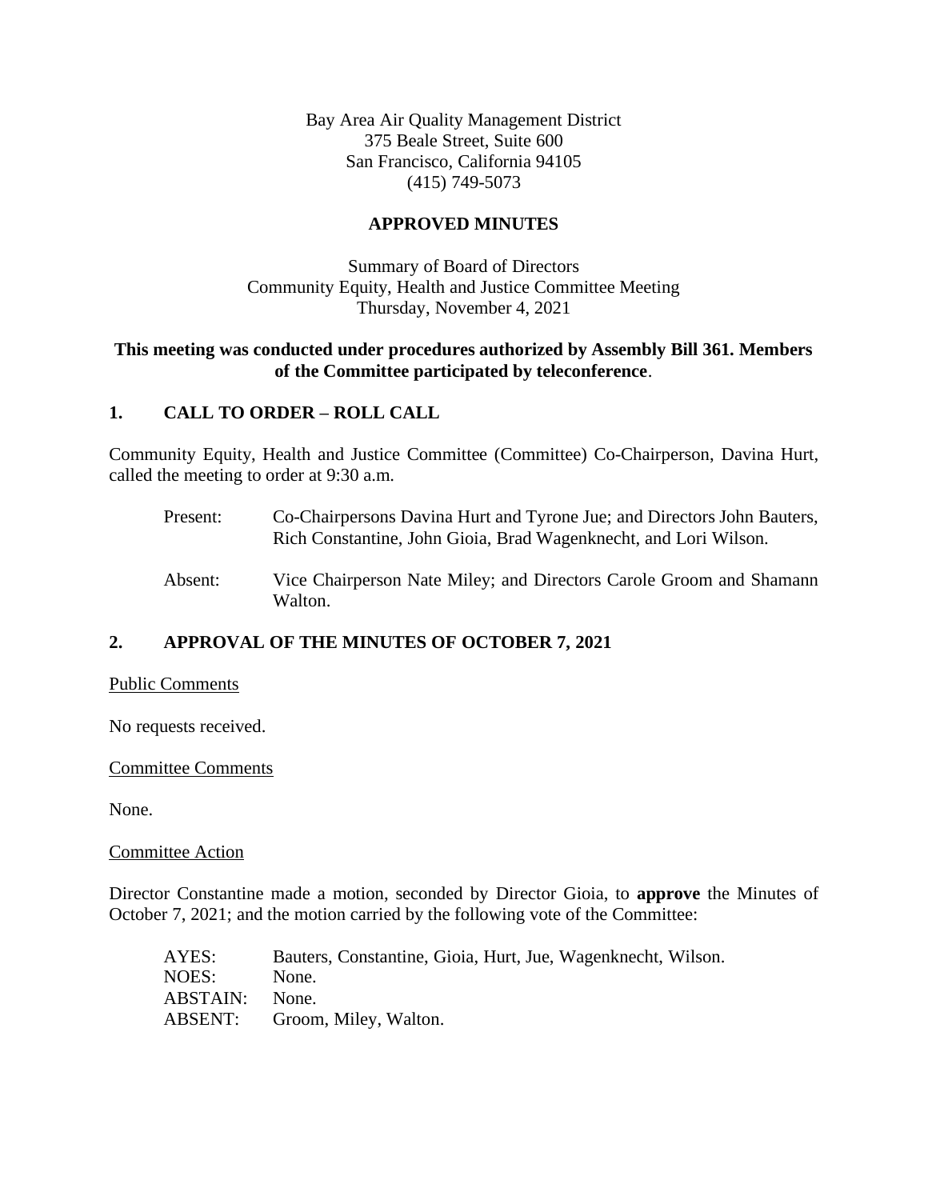Bay Area Air Quality Management District
375 Beale Street, Suite 600
San Francisco, California 94105
(415) 749-5073

**APPROVED MINUTES**

Summary of Board of Directors
Community Equity, Health and Justice Committee Meeting
Thursday, November 4, 2021

**This meeting was conducted under procedures authorized by Assembly Bill 361. Members of the Committee participated by teleconference**.

## 1. CALL TO ORDER – ROLL CALL

Community Equity, Health and Justice Committee (Committee) Co-Chairperson, Davina Hurt, called the meeting to order at 9:30 a.m.

Present: Co-Chairpersons Davina Hurt and Tyrone Jue; and Directors John Bauters, Rich Constantine, John Gioia, Brad Wagenknecht, and Lori Wilson.

Absent: Vice Chairperson Nate Miley; and Directors Carole Groom and Shamann Walton.

## 2. APPROVAL OF THE MINUTES OF OCTOBER 7, 2021

Public Comments

No requests received.

Committee Comments

None.

Committee Action

Director Constantine made a motion, seconded by Director Gioia, to **approve** the Minutes of October 7, 2021; and the motion carried by the following vote of the Committee:

AYES: Bauters, Constantine, Gioia, Hurt, Jue, Wagenknecht, Wilson.
NOES: None.
ABSTAIN: None.
ABSENT: Groom, Miley, Walton.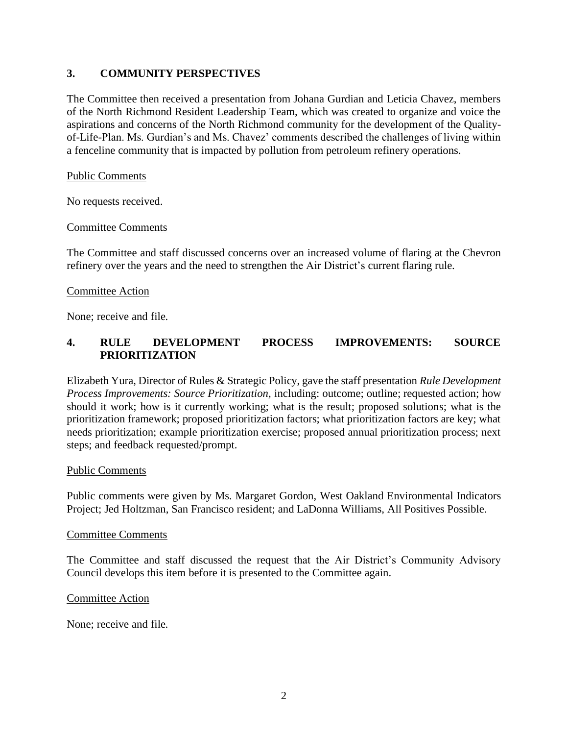## 3. COMMUNITY PERSPECTIVES

The Committee then received a presentation from Johana Gurdian and Leticia Chavez, members of the North Richmond Resident Leadership Team, which was created to organize and voice the aspirations and concerns of the North Richmond community for the development of the Quality-of-Life-Plan. Ms. Gurdian's and Ms. Chavez' comments described the challenges of living within a fenceline community that is impacted by pollution from petroleum refinery operations.

Public Comments

No requests received.

Committee Comments

The Committee and staff discussed concerns over an increased volume of flaring at the Chevron refinery over the years and the need to strengthen the Air District's current flaring rule.

Committee Action

None; receive and file.

## 4. RULE DEVELOPMENT PROCESS IMPROVEMENTS: SOURCE PRIORITIZATION

Elizabeth Yura, Director of Rules & Strategic Policy, gave the staff presentation *Rule Development Process Improvements: Source Prioritization,* including: outcome; outline; requested action; how should it work; how is it currently working; what is the result; proposed solutions; what is the prioritization framework; proposed prioritization factors; what prioritization factors are key; what needs prioritization; example prioritization exercise; proposed annual prioritization process; next steps; and feedback requested/prompt.

Public Comments

Public comments were given by Ms. Margaret Gordon, West Oakland Environmental Indicators Project; Jed Holtzman, San Francisco resident; and LaDonna Williams, All Positives Possible.

Committee Comments

The Committee and staff discussed the request that the Air District's Community Advisory Council develops this item before it is presented to the Committee again.

Committee Action

None; receive and file.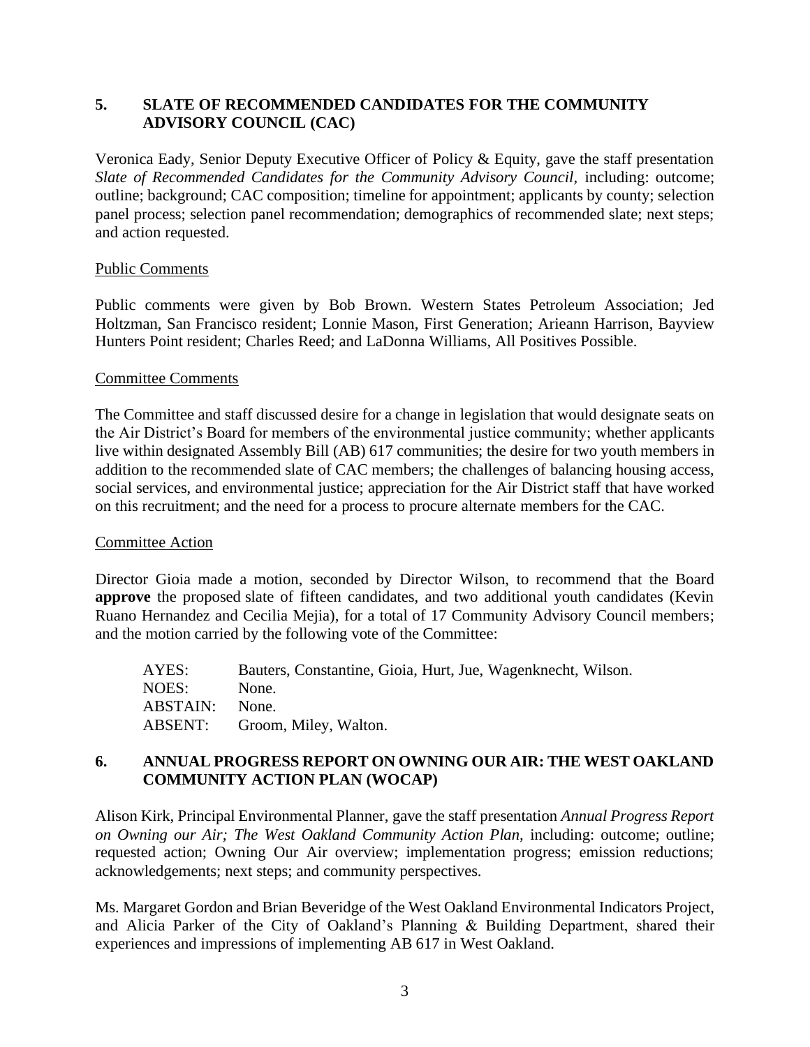## 5. SLATE OF RECOMMENDED CANDIDATES FOR THE COMMUNITY ADVISORY COUNCIL (CAC)

Veronica Eady, Senior Deputy Executive Officer of Policy & Equity, gave the staff presentation *Slate of Recommended Candidates for the Community Advisory Council,* including: outcome; outline; background; CAC composition; timeline for appointment; applicants by county; selection panel process; selection panel recommendation; demographics of recommended slate; next steps; and action requested.

Public Comments

Public comments were given by Bob Brown. Western States Petroleum Association; Jed Holtzman, San Francisco resident; Lonnie Mason, First Generation; Arieann Harrison, Bayview Hunters Point resident; Charles Reed; and LaDonna Williams, All Positives Possible.

Committee Comments

The Committee and staff discussed desire for a change in legislation that would designate seats on the Air District's Board for members of the environmental justice community; whether applicants live within designated Assembly Bill (AB) 617 communities; the desire for two youth members in addition to the recommended slate of CAC members; the challenges of balancing housing access, social services, and environmental justice; appreciation for the Air District staff that have worked on this recruitment; and the need for a process to procure alternate members for the CAC.

Committee Action

Director Gioia made a motion, seconded by Director Wilson, to recommend that the Board **approve** the proposed slate of fifteen candidates, and two additional youth candidates (Kevin Ruano Hernandez and Cecilia Mejia), for a total of 17 Community Advisory Council members; and the motion carried by the following vote of the Committee:

AYES: Bauters, Constantine, Gioia, Hurt, Jue, Wagenknecht, Wilson.
NOES: None.
ABSTAIN: None.
ABSENT: Groom, Miley, Walton.

## 6. ANNUAL PROGRESS REPORT ON OWNING OUR AIR: THE WEST OAKLAND COMMUNITY ACTION PLAN (WOCAP)

Alison Kirk, Principal Environmental Planner, gave the staff presentation *Annual Progress Report on Owning our Air; The West Oakland Community Action Plan,* including: outcome; outline; requested action; Owning Our Air overview; implementation progress; emission reductions; acknowledgements; next steps; and community perspectives.

Ms. Margaret Gordon and Brian Beveridge of the West Oakland Environmental Indicators Project, and Alicia Parker of the City of Oakland's Planning & Building Department, shared their experiences and impressions of implementing AB 617 in West Oakland.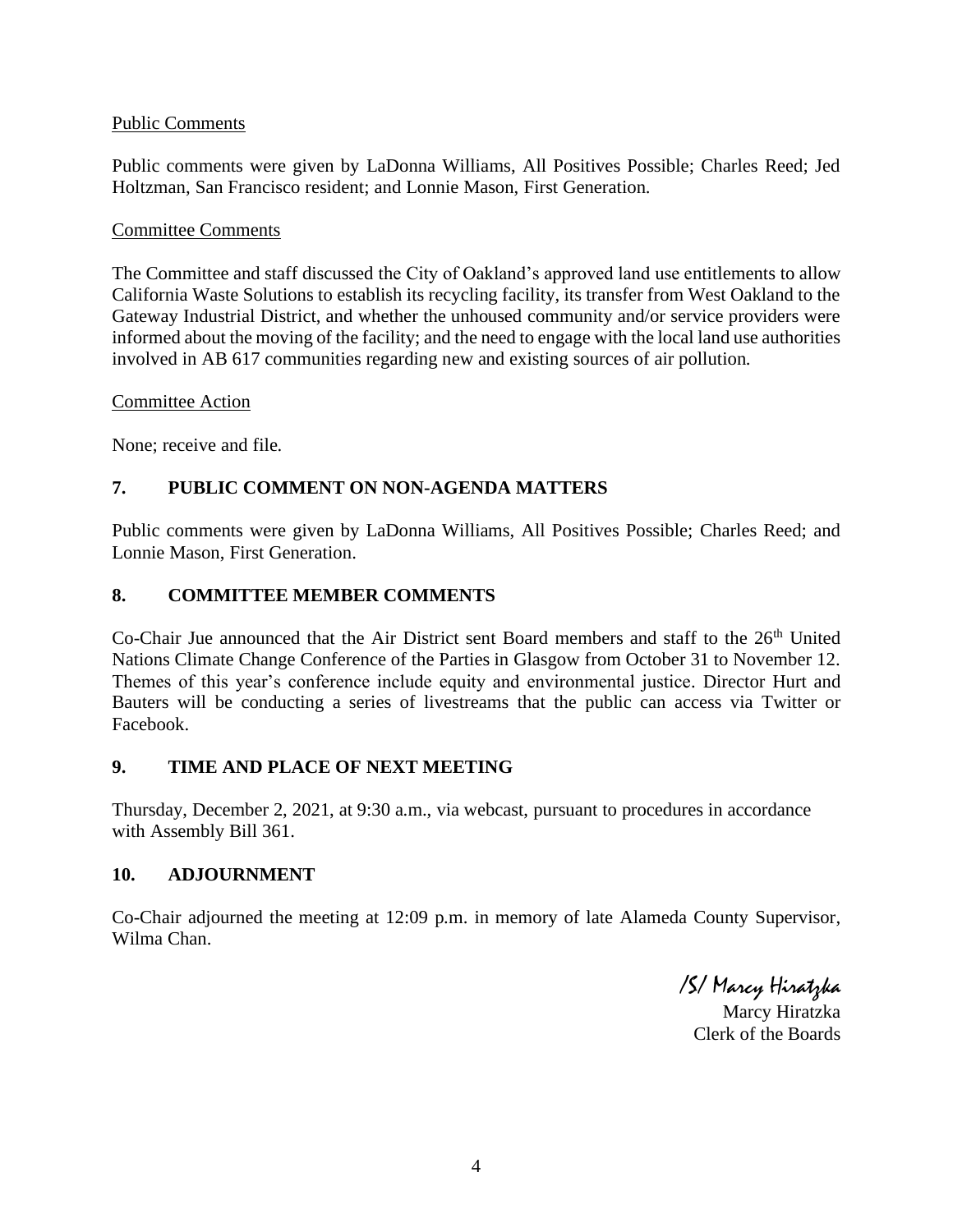Public Comments

Public comments were given by LaDonna Williams, All Positives Possible; Charles Reed; Jed Holtzman, San Francisco resident; and Lonnie Mason, First Generation.

Committee Comments

The Committee and staff discussed the City of Oakland's approved land use entitlements to allow California Waste Solutions to establish its recycling facility, its transfer from West Oakland to the Gateway Industrial District, and whether the unhoused community and/or service providers were informed about the moving of the facility; and the need to engage with the local land use authorities involved in AB 617 communities regarding new and existing sources of air pollution.

Committee Action

None; receive and file.

## 7. PUBLIC COMMENT ON NON-AGENDA MATTERS

Public comments were given by LaDonna Williams, All Positives Possible; Charles Reed; and Lonnie Mason, First Generation.

## 8. COMMITTEE MEMBER COMMENTS

Co-Chair Jue announced that the Air District sent Board members and staff to the 26th United Nations Climate Change Conference of the Parties in Glasgow from October 31 to November 12. Themes of this year's conference include equity and environmental justice. Director Hurt and Bauters will be conducting a series of livestreams that the public can access via Twitter or Facebook.

## 9. TIME AND PLACE OF NEXT MEETING

Thursday, December 2, 2021, at 9:30 a.m., via webcast, pursuant to procedures in accordance with Assembly Bill 361.

## 10. ADJOURNMENT

Co-Chair adjourned the meeting at 12:09 p.m. in memory of late Alameda County Supervisor, Wilma Chan.

/S/ Marcy Hiratzka

Marcy Hiratzka
Clerk of the Boards